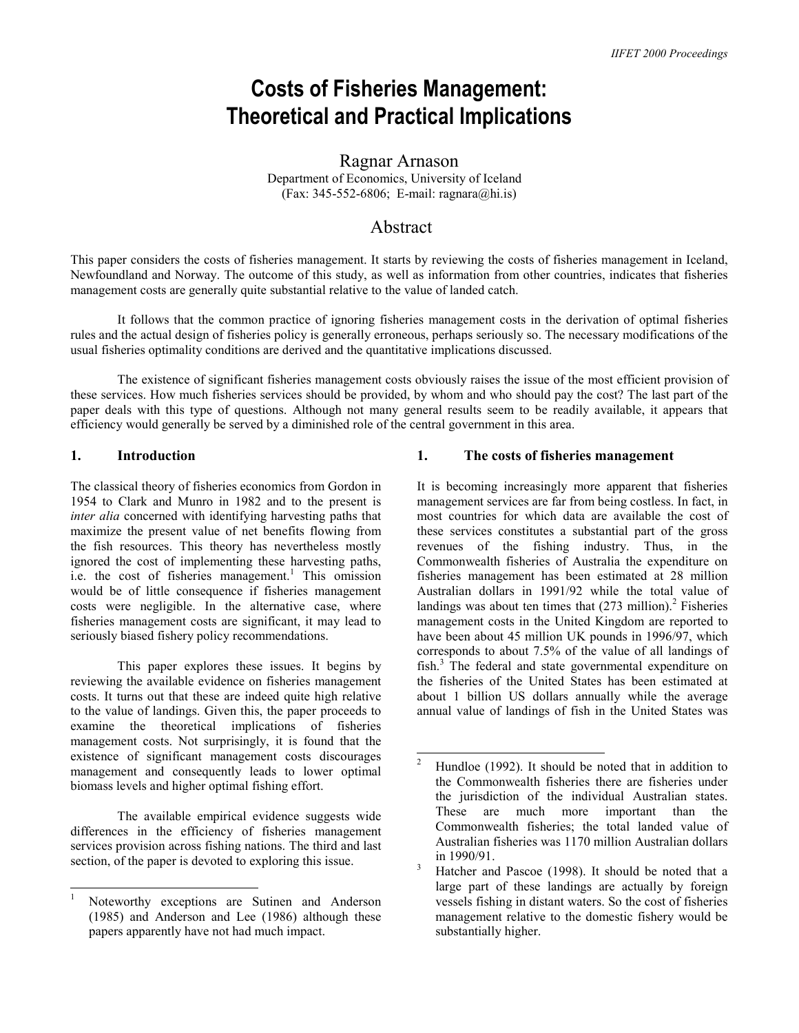# Costs of Fisheries Management: Theoretical and Practical Implications

Ragnar Arnason
Department of Economics, University of Iceland
(Fax: 345-552-6806; E-mail: ragnara@hi.is)

## Abstract

This paper considers the costs of fisheries management. It starts by reviewing the costs of fisheries management in Iceland, Newfoundland and Norway. The outcome of this study, as well as information from other countries, indicates that fisheries management costs are generally quite substantial relative to the value of landed catch.

It follows that the common practice of ignoring fisheries management costs in the derivation of optimal fisheries rules and the actual design of fisheries policy is generally erroneous, perhaps seriously so. The necessary modifications of the usual fisheries optimality conditions are derived and the quantitative implications discussed.

The existence of significant fisheries management costs obviously raises the issue of the most efficient provision of these services. How much fisheries services should be provided, by whom and who should pay the cost? The last part of the paper deals with this type of questions. Although not many general results seem to be readily available, it appears that efficiency would generally be served by a diminished role of the central government in this area.

## 1. Introduction

The classical theory of fisheries economics from Gordon in 1954 to Clark and Munro in 1982 and to the present is *inter alia* concerned with identifying harvesting paths that maximize the present value of net benefits flowing from the fish resources. This theory has nevertheless mostly ignored the cost of implementing these harvesting paths, i.e. the cost of fisheries management.[1] This omission would be of little consequence if fisheries management costs were negligible. In the alternative case, where fisheries management costs are significant, it may lead to seriously biased fishery policy recommendations.

This paper explores these issues. It begins by reviewing the available evidence on fisheries management costs. It turns out that these are indeed quite high relative to the value of landings. Given this, the paper proceeds to examine the theoretical implications of fisheries management costs. Not surprisingly, it is found that the existence of significant management costs discourages management and consequently leads to lower optimal biomass levels and higher optimal fishing effort.

The available empirical evidence suggests wide differences in the efficiency of fisheries management services provision across fishing nations. The third and last section, of the paper is devoted to exploring this issue.

## 1. The costs of fisheries management

It is becoming increasingly more apparent that fisheries management services are far from being costless. In fact, in most countries for which data are available the cost of these services constitutes a substantial part of the gross revenues of the fishing industry. Thus, in the Commonwealth fisheries of Australia the expenditure on fisheries management has been estimated at 28 million Australian dollars in 1991/92 while the total value of landings was about ten times that (273 million).[2] Fisheries management costs in the United Kingdom are reported to have been about 45 million UK pounds in 1996/97, which corresponds to about 7.5% of the value of all landings of fish.[3] The federal and state governmental expenditure on the fisheries of the United States has been estimated at about 1 billion US dollars annually while the average annual value of landings of fish in the United States was

---

[1] Noteworthy exceptions are Sutinen and Anderson (1985) and Anderson and Lee (1986) although these papers apparently have not had much impact.

[2] Hundloe (1992). It should be noted that in addition to the Commonwealth fisheries there are fisheries under the jurisdiction of the individual Australian states. These are much more important than the Commonwealth fisheries; the total landed value of Australian fisheries was 1170 million Australian dollars in 1990/91.

[3] Hatcher and Pascoe (1998). It should be noted that a large part of these landings are actually by foreign vessels fishing in distant waters. So the cost of fisheries management relative to the domestic fishery would be substantially higher.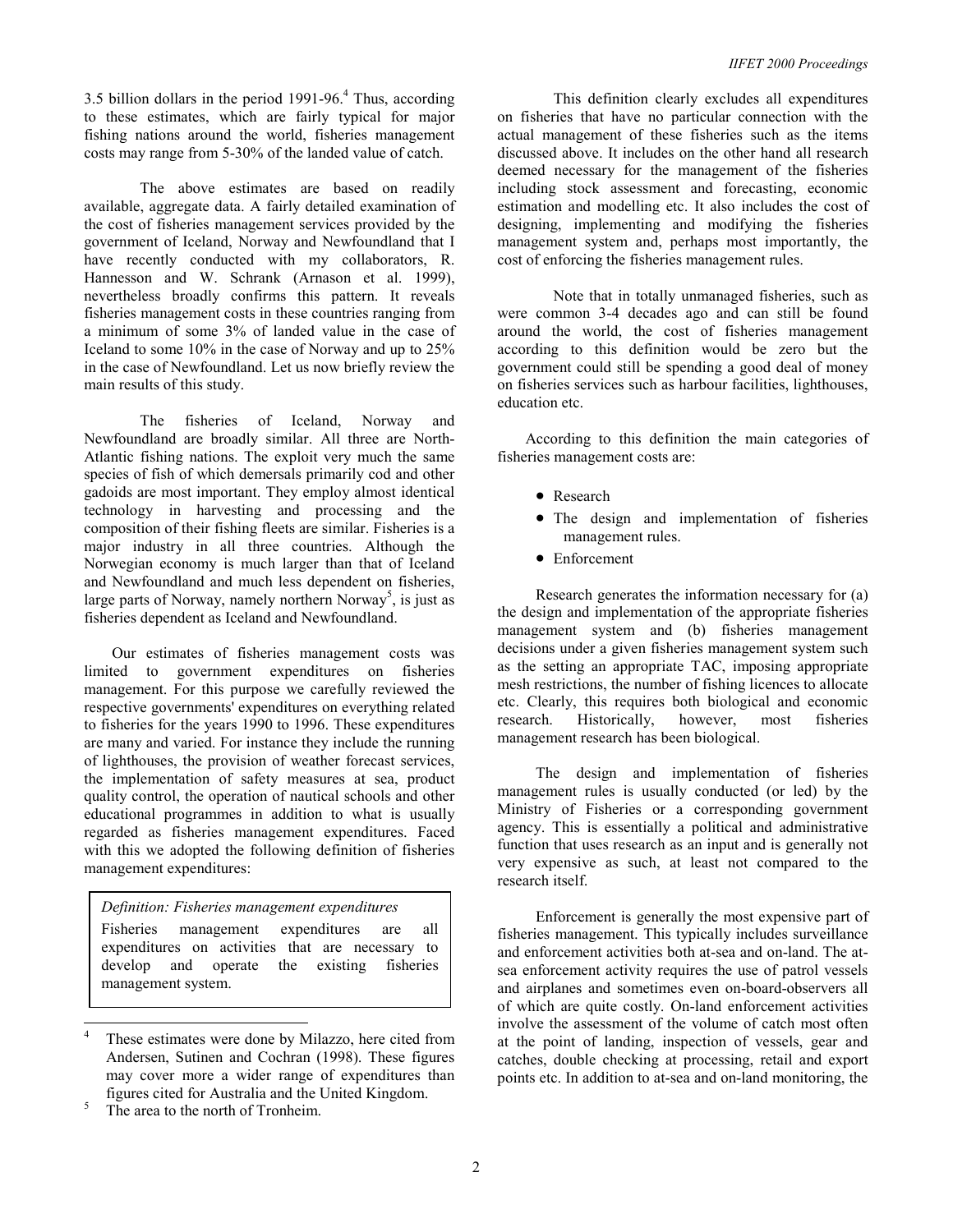3.5 billion dollars in the period 1991-96.[4] Thus, according to these estimates, which are fairly typical for major fishing nations around the world, fisheries management costs may range from 5-30% of the landed value of catch.

The above estimates are based on readily available, aggregate data. A fairly detailed examination of the cost of fisheries management services provided by the government of Iceland, Norway and Newfoundland that I have recently conducted with my collaborators, R. Hannesson and W. Schrank (Arnason et al. 1999), nevertheless broadly confirms this pattern. It reveals fisheries management costs in these countries ranging from a minimum of some 3% of landed value in the case of Iceland to some 10% in the case of Norway and up to 25% in the case of Newfoundland. Let us now briefly review the main results of this study.

The fisheries of Iceland, Norway and Newfoundland are broadly similar. All three are North-Atlantic fishing nations. The exploit very much the same species of fish of which demersals primarily cod and other gadoids are most important. They employ almost identical technology in harvesting and processing and the composition of their fishing fleets are similar. Fisheries is a major industry in all three countries. Although the Norwegian economy is much larger than that of Iceland and Newfoundland and much less dependent on fisheries, large parts of Norway, namely northern Norway[5], is just as fisheries dependent as Iceland and Newfoundland.

Our estimates of fisheries management costs was limited to government expenditures on fisheries management. For this purpose we carefully reviewed the respective governments' expenditures on everything related to fisheries for the years 1990 to 1996. These expenditures are many and varied. For instance they include the running of lighthouses, the provision of weather forecast services, the implementation of safety measures at sea, product quality control, the operation of nautical schools and other educational programmes in addition to what is usually regarded as fisheries management expenditures. Faced with this we adopted the following definition of fisheries management expenditures:

> *Definition: Fisheries management expenditures*
>
> Fisheries management expenditures are all expenditures on activities that are necessary to develop and operate the existing fisheries management system.

This definition clearly excludes all expenditures on fisheries that have no particular connection with the actual management of these fisheries such as the items discussed above. It includes on the other hand all research deemed necessary for the management of the fisheries including stock assessment and forecasting, economic estimation and modelling etc. It also includes the cost of designing, implementing and modifying the fisheries management system and, perhaps most importantly, the cost of enforcing the fisheries management rules.

Note that in totally unmanaged fisheries, such as were common 3-4 decades ago and can still be found around the world, the cost of fisheries management according to this definition would be zero but the government could still be spending a good deal of money on fisheries services such as harbour facilities, lighthouses, education etc.

According to this definition the main categories of fisheries management costs are:

- Research
- The design and implementation of fisheries management rules.
- Enforcement

Research generates the information necessary for (a) the design and implementation of the appropriate fisheries management system and (b) fisheries management decisions under a given fisheries management system such as the setting an appropriate TAC, imposing appropriate mesh restrictions, the number of fishing licences to allocate etc. Clearly, this requires both biological and economic research. Historically, however, most fisheries management research has been biological.

The design and implementation of fisheries management rules is usually conducted (or led) by the Ministry of Fisheries or a corresponding government agency. This is essentially a political and administrative function that uses research as an input and is generally not very expensive as such, at least not compared to the research itself.

Enforcement is generally the most expensive part of fisheries management. This typically includes surveillance and enforcement activities both at-sea and on-land. The at-sea enforcement activity requires the use of patrol vessels and airplanes and sometimes even on-board-observers all of which are quite costly. On-land enforcement activities involve the assessment of the volume of catch most often at the point of landing, inspection of vessels, gear and catches, double checking at processing, retail and export points etc. In addition to at-sea and on-land monitoring, the

---

[4] These estimates were done by Milazzo, here cited from Andersen, Sutinen and Cochran (1998). These figures may cover more a wider range of expenditures than figures cited for Australia and the United Kingdom.

[5] The area to the north of Tronheim.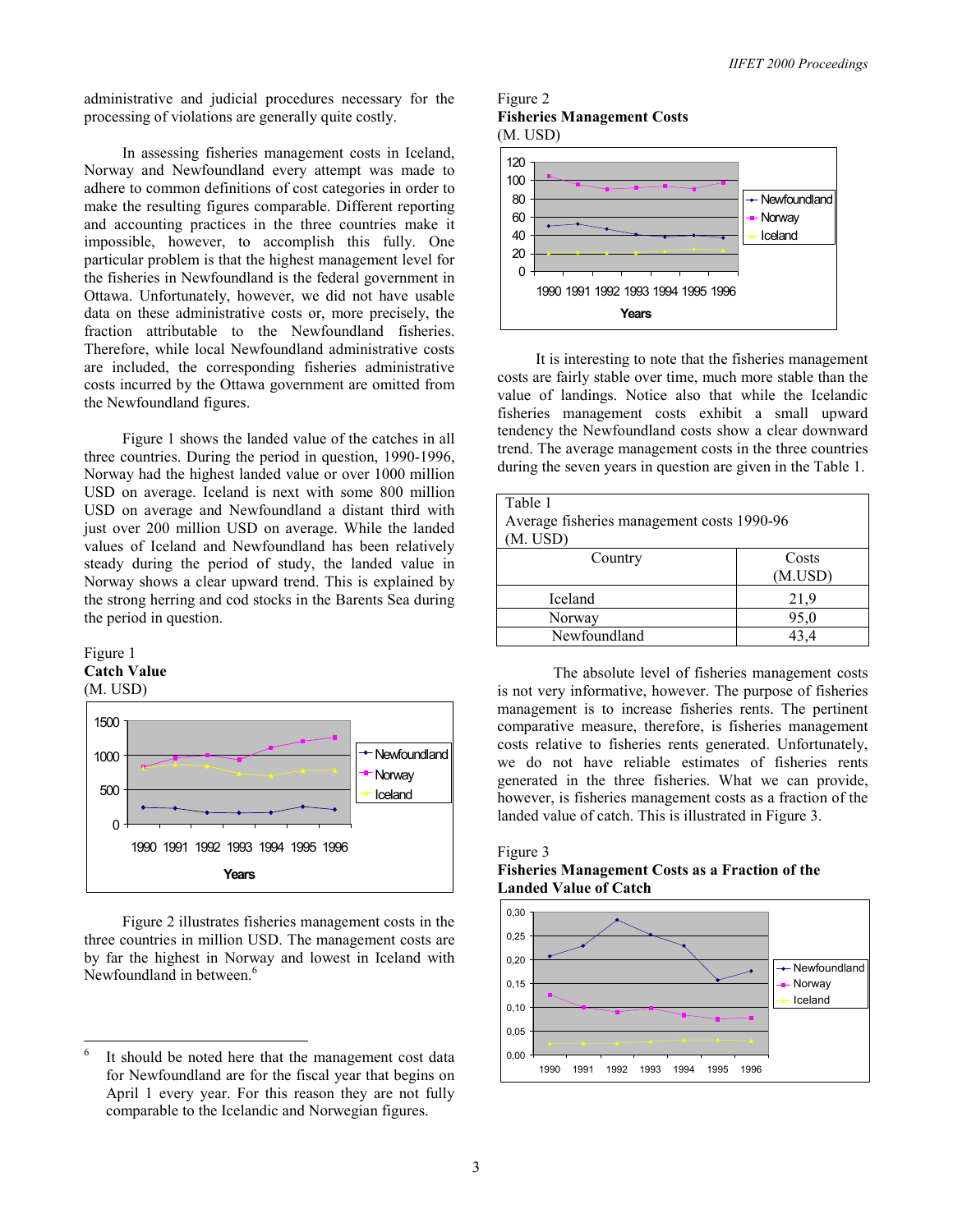administrative and judicial procedures necessary for the processing of violations are generally quite costly.

In assessing fisheries management costs in Iceland, Norway and Newfoundland every attempt was made to adhere to common definitions of cost categories in order to make the resulting figures comparable. Different reporting and accounting practices in the three countries make it impossible, however, to accomplish this fully. One particular problem is that the highest management level for the fisheries in Newfoundland is the federal government in Ottawa. Unfortunately, however, we did not have usable data on these administrative costs or, more precisely, the fraction attributable to the Newfoundland fisheries. Therefore, while local Newfoundland administrative costs are included, the corresponding fisheries administrative costs incurred by the Ottawa government are omitted from the Newfoundland figures.

Figure 1 shows the landed value of the catches in all three countries. During the period in question, 1990-1996, Norway had the highest landed value or over 1000 million USD on average. Iceland is next with some 800 million USD on average and Newfoundland a distant third with just over 200 million USD on average. While the landed values of Iceland and Newfoundland has been relatively steady during the period of study, the landed value in Norway shows a clear upward trend. This is explained by the strong herring and cod stocks in the Barents Sea during the period in question.

Figure 1
**Catch Value**
(M. USD)

Figure 2 illustrates fisheries management costs in the three countries in million USD. The management costs are by far the highest in Norway and lowest in Iceland with Newfoundland in between.[6]

Figure 2
**Fisheries Management Costs**
(M. USD)

It is interesting to note that the fisheries management costs are fairly stable over time, much more stable than the value of landings. Notice also that while the Icelandic fisheries management costs exhibit a small upward tendency the Newfoundland costs show a clear downward trend. The average management costs in the three countries during the seven years in question are given in the Table 1.

Table 1
Average fisheries management costs 1990-96
(M. USD)

| Country | Costs (M.USD) |
|---|---|
| Iceland | 21,9 |
| Norway | 95,0 |
| Newfoundland | 43,4 |

The absolute level of fisheries management costs is not very informative, however. The purpose of fisheries management is to increase fisheries rents. The pertinent comparative measure, therefore, is fisheries management costs relative to fisheries rents generated. Unfortunately, we do not have reliable estimates of fisheries rents generated in the three fisheries. What we can provide, however, is fisheries management costs as a fraction of the landed value of catch. This is illustrated in Figure 3.

Figure 3
**Fisheries Management Costs as a Fraction of the Landed Value of Catch**

---

[6] It should be noted here that the management cost data for Newfoundland are for the fiscal year that begins on April 1 every year. For this reason they are not fully comparable to the Icelandic and Norwegian figures.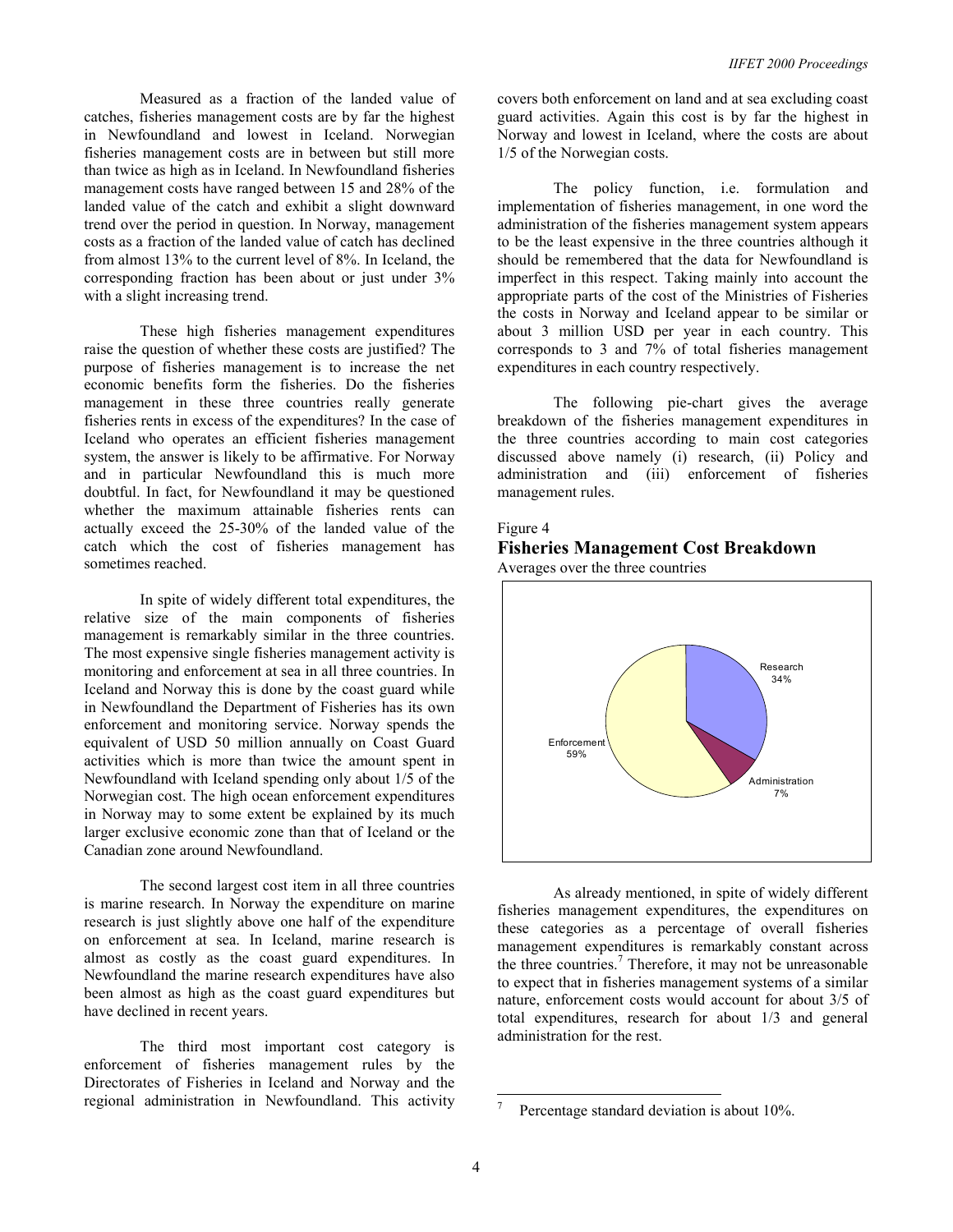Measured as a fraction of the landed value of catches, fisheries management costs are by far the highest in Newfoundland and lowest in Iceland. Norwegian fisheries management costs are in between but still more than twice as high as in Iceland. In Newfoundland fisheries management costs have ranged between 15 and 28% of the landed value of the catch and exhibit a slight downward trend over the period in question. In Norway, management costs as a fraction of the landed value of catch has declined from almost 13% to the current level of 8%. In Iceland, the corresponding fraction has been about or just under 3% with a slight increasing trend.

These high fisheries management expenditures raise the question of whether these costs are justified? The purpose of fisheries management is to increase the net economic benefits form the fisheries. Do the fisheries management in these three countries really generate fisheries rents in excess of the expenditures? In the case of Iceland who operates an efficient fisheries management system, the answer is likely to be affirmative. For Norway and in particular Newfoundland this is much more doubtful. In fact, for Newfoundland it may be questioned whether the maximum attainable fisheries rents can actually exceed the 25-30% of the landed value of the catch which the cost of fisheries management has sometimes reached.

In spite of widely different total expenditures, the relative size of the main components of fisheries management is remarkably similar in the three countries. The most expensive single fisheries management activity is monitoring and enforcement at sea in all three countries. In Iceland and Norway this is done by the coast guard while in Newfoundland the Department of Fisheries has its own enforcement and monitoring service. Norway spends the equivalent of USD 50 million annually on Coast Guard activities which is more than twice the amount spent in Newfoundland with Iceland spending only about 1/5 of the Norwegian cost. The high ocean enforcement expenditures in Norway may to some extent be explained by its much larger exclusive economic zone than that of Iceland or the Canadian zone around Newfoundland.

The second largest cost item in all three countries is marine research. In Norway the expenditure on marine research is just slightly above one half of the expenditure on enforcement at sea. In Iceland, marine research is almost as costly as the coast guard expenditures. In Newfoundland the marine research expenditures have also been almost as high as the coast guard expenditures but have declined in recent years.

The third most important cost category is enforcement of fisheries management rules by the Directorates of Fisheries in Iceland and Norway and the regional administration in Newfoundland. This activity covers both enforcement on land and at sea excluding coast guard activities. Again this cost is by far the highest in Norway and lowest in Iceland, where the costs are about 1/5 of the Norwegian costs.

The policy function, i.e. formulation and implementation of fisheries management, in one word the administration of the fisheries management system appears to be the least expensive in the three countries although it should be remembered that the data for Newfoundland is imperfect in this respect. Taking mainly into account the appropriate parts of the cost of the Ministries of Fisheries the costs in Norway and Iceland appear to be similar or about 3 million USD per year in each country. This corresponds to 3 and 7% of total fisheries management expenditures in each country respectively.

The following pie-chart gives the average breakdown of the fisheries management expenditures in the three countries according to main cost categories discussed above namely (i) research, (ii) Policy and administration and (iii) enforcement of fisheries management rules.

Figure 4

**Fisheries Management Cost Breakdown**

Averages over the three countries

| Category | Share |
|---|---|
| Research | 34% |
| Administration | 7% |
| Enforcement | 59% |

As already mentioned, in spite of widely different fisheries management expenditures, the expenditures on these categories as a percentage of overall fisheries management expenditures is remarkably constant across the three countries.[7] Therefore, it may not be unreasonable to expect that in fisheries management systems of a similar nature, enforcement costs would account for about 3/5 of total expenditures, research for about 1/3 and general administration for the rest.

[7] Percentage standard deviation is about 10%.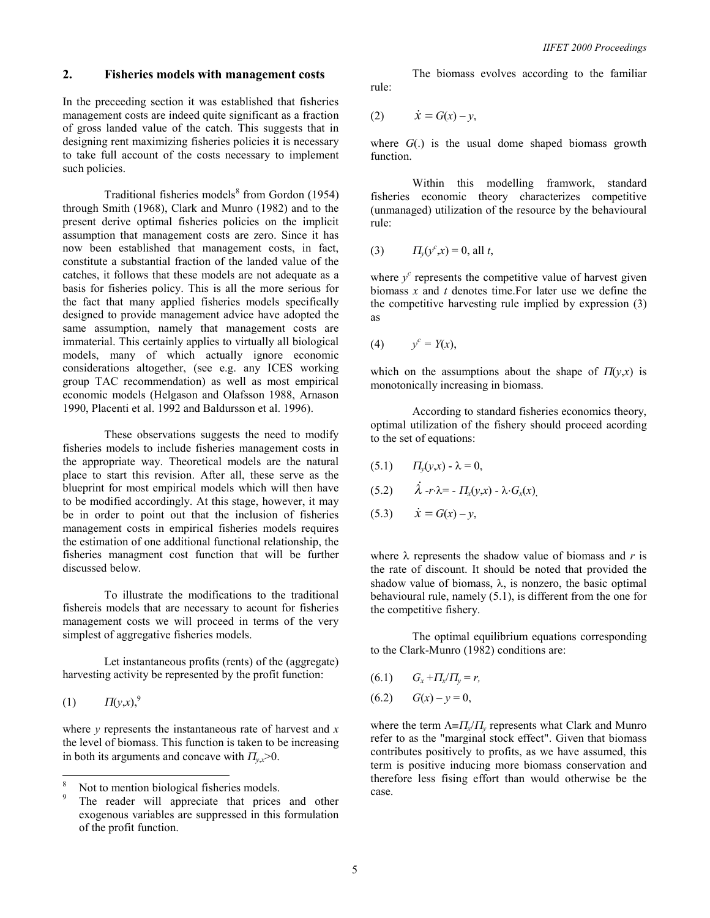## 2. Fisheries models with management costs

In the preceeding section it was established that fisheries management costs are indeed quite significant as a fraction of gross landed value of the catch. This suggests that in designing rent maximizing fisheries policies it is necessary to take full account of the costs necessary to implement such policies.

Traditional fisheries models[8] from Gordon (1954) through Smith (1968), Clark and Munro (1982) and to the present derive optimal fisheries policies on the implicit assumption that management costs are zero. Since it has now been established that management costs, in fact, constitute a substantial fraction of the landed value of the catches, it follows that these models are not adequate as a basis for fisheries policy. This is all the more serious for the fact that many applied fisheries models specifically designed to provide management advice have adopted the same assumption, namely that management costs are immaterial. This certainly applies to virtually all biological models, many of which actually ignore economic considerations altogether, (see e.g. any ICES working group TAC recommendation) as well as most empirical economic models (Helgason and Olafsson 1988, Arnason 1990, Placenti et al. 1992 and Baldursson et al. 1996).

These observations suggests the need to modify fisheries models to include fisheries management costs in the appropriate way. Theoretical models are the natural place to start this revision. After all, these serve as the blueprint for most empirical models which will then have to be modified accordingly. At this stage, however, it may be in order to point out that the inclusion of fisheries management costs in empirical fisheries models requires the estimation of one additional functional relationship, the fisheries managment cost function that will be further discussed below.

To illustrate the modifications to the traditional fishereis models that are necessary to acount for fisheries management costs we will proceed in terms of the very simplest of aggregative fisheries models.

Let instantaneous profits (rents) of the (aggregate) harvesting activity be represented by the profit function:

(1) $\quad \Pi(y,x)$,[9]

where $y$ represents the instantaneous rate of harvest and $x$ the level of biomass. This function is taken to be increasing in both its arguments and concave with $\Pi_{y,x}>0$.

The biomass evolves according to the familiar rule:

(2) $\quad \dot{x} = G(x) - y,$

where $G(.)$ is the usual dome shaped biomass growth function.

Within this modelling framwork, standard fisheries economic theory characterizes competitive (unmanaged) utilization of the resource by the behavioural rule:

(3) $\quad \Pi_y(y^c,x) = 0$, all $t$,

where $y^c$ represents the competitive value of harvest given biomass $x$ and $t$ denotes time.For later use we define the the competitive harvesting rule implied by expression (3) as

(4) $\quad y^c = Y(x),$

which on the assumptions about the shape of $\Pi(y,x)$ is monotonically increasing in biomass.

According to standard fisheries economics theory, optimal utilization of the fishery should proceed acording to the set of equations:

(5.1) $\quad \Pi_y(y,x) - \lambda = 0,$

(5.2) $\quad \dot{\lambda} - r\cdot\lambda = -\Pi_x(y,x) - \lambda\cdot G_x(x),$

(5.3) $\quad \dot{x} = G(x) - y,$

where $\lambda$ represents the shadow value of biomass and $r$ is the rate of discount. It should be noted that provided the shadow value of biomass, $\lambda$, is nonzero, the basic optimal behavioural rule, namely (5.1), is different from the one for the competitive fishery.

The optimal equilibrium equations corresponding to the Clark-Munro (1982) conditions are:

(6.1) $\quad G_x + \Pi_x/\Pi_y = r,$

(6.2) $\quad G(x) - y = 0,$

where the term $\Lambda \equiv \Pi_x/\Pi_y$ represents what Clark and Munro refer to as the "marginal stock effect". Given that biomass contributes positively to profits, as we have assumed, this term is positive inducing more biomass conservation and therefore less fising effort than would otherwise be the case.

---

[8] Not to mention biological fisheries models.

[9] The reader will appreciate that prices and other exogenous variables are suppressed in this formulation of the profit function.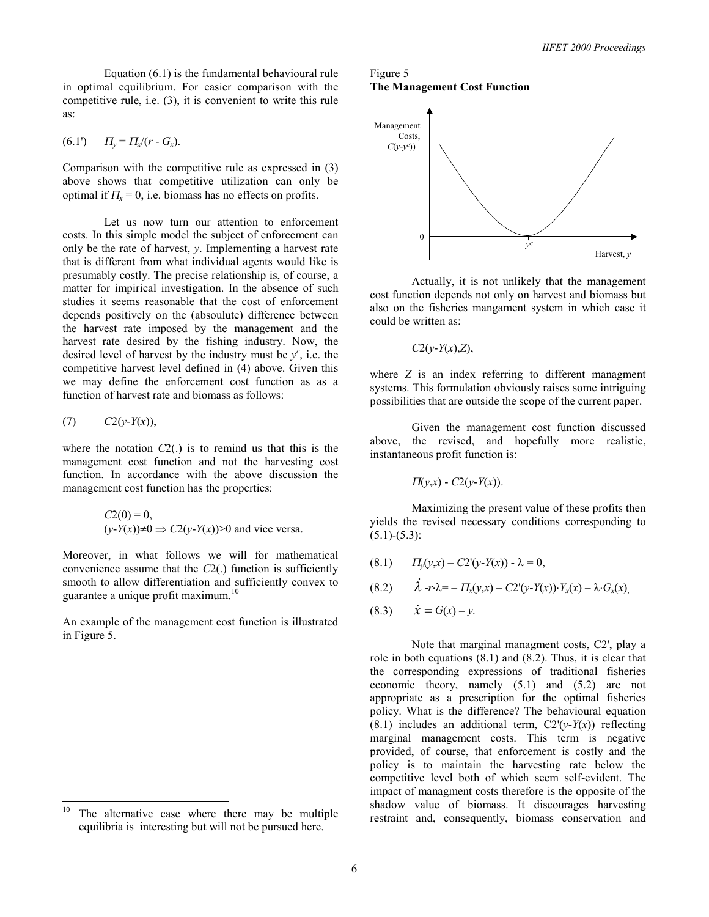Equation (6.1) is the fundamental behavioural rule in optimal equilibrium. For easier comparison with the competitive rule, i.e. (3), it is convenient to write this rule as:

$$(6.1') \qquad \Pi_y = \Pi_x/(r - G_x).$$

Comparison with the competitive rule as expressed in (3) above shows that competitive utilization can only be optimal if $\Pi_x = 0$, i.e. biomass has no effects on profits.

Let us now turn our attention to enforcement costs. In this simple model the subject of enforcement can only be the rate of harvest, $y$. Implementing a harvest rate that is different from what individual agents would like is presumably costly. The precise relationship is, of course, a matter for impirical investigation. In the absence of such studies it seems reasonable that the cost of enforcement depends positively on the (absoulute) difference between the harvest rate imposed by the management and the harvest rate desired by the fishing industry. Now, the desired level of harvest by the industry must be $y^c$, i.e. the competitive harvest level defined in (4) above. Given this we may define the enforcement cost function as as a function of harvest rate and biomass as follows:

$$(7) \qquad C2(y\text{-}Y(x)),$$

where the notation $C2(.)$ is to remind us that this is the management cost function and not the harvesting cost function. In accordance with the above discussion the management cost function has the properties:

$$C2(0) = 0,$$
$$(y\text{-}Y(x))\neq 0 \Rightarrow C2(y\text{-}Y(x))>0 \text{ and vice versa.}$$

Moreover, in what follows we will for mathematical convenience assume that the $C2(.)$ function is sufficiently smooth to allow differentiation and sufficiently convex to guarantee a unique profit maximum.[10]

An example of the management cost function is illustrated in Figure 5.

Figure 5
**The Management Cost Function**

[Figure: U-shaped curve of Management Costs, $C(y\text{-}y^c)$, against Harvest, $y$, with minimum of 0 at $y^c$.]

Actually, it is not unlikely that the management cost function depends not only on harvest and biomass but also on the fisheries mangament system in which case it could be written as:

$$C2(y\text{-}Y(x),Z),$$

where $Z$ is an index referring to different managment systems. This formulation obviously raises some intriguing possibilities that are outside the scope of the current paper.

Given the management cost function discussed above, the revised, and hopefully more realistic, instantaneous profit function is:

$$\Pi(y,x) - C2(y\text{-}Y(x)).$$

Maximizing the present value of these profits then yields the revised necessary conditions corresponding to (5.1)-(5.3):

$$(8.1) \qquad \Pi_y(y,x) - C2'(y\text{-}Y(x)) - \lambda = 0,$$

$$(8.2) \qquad \dot{\lambda} - r\cdot\lambda = -\Pi_x(y,x) - C2'(y\text{-}Y(x))\cdot Y_x(x) - \lambda\cdot G_x(x),$$

$$(8.3) \qquad \dot{x} = G(x) - y.$$

Note that marginal managment costs, C2', play a role in both equations (8.1) and (8.2). Thus, it is clear that the corresponding expressions of traditional fisheries economic theory, namely (5.1) and (5.2) are not appropriate as a prescription for the optimal fisheries policy. What is the difference? The behavioural equation (8.1) includes an additional term, $C2'(y\text{-}Y(x))$ reflecting marginal management costs. This term is negative provided, of course, that enforcement is costly and the policy is to maintain the harvesting rate below the competitive level both of which seem self-evident. The impact of managment costs therefore is the opposite of the shadow value of biomass. It discourages harvesting restraint and, consequently, biomass conservation and

[10] The alternative case where there may be multiple equilibria is interesting but will not be pursued here.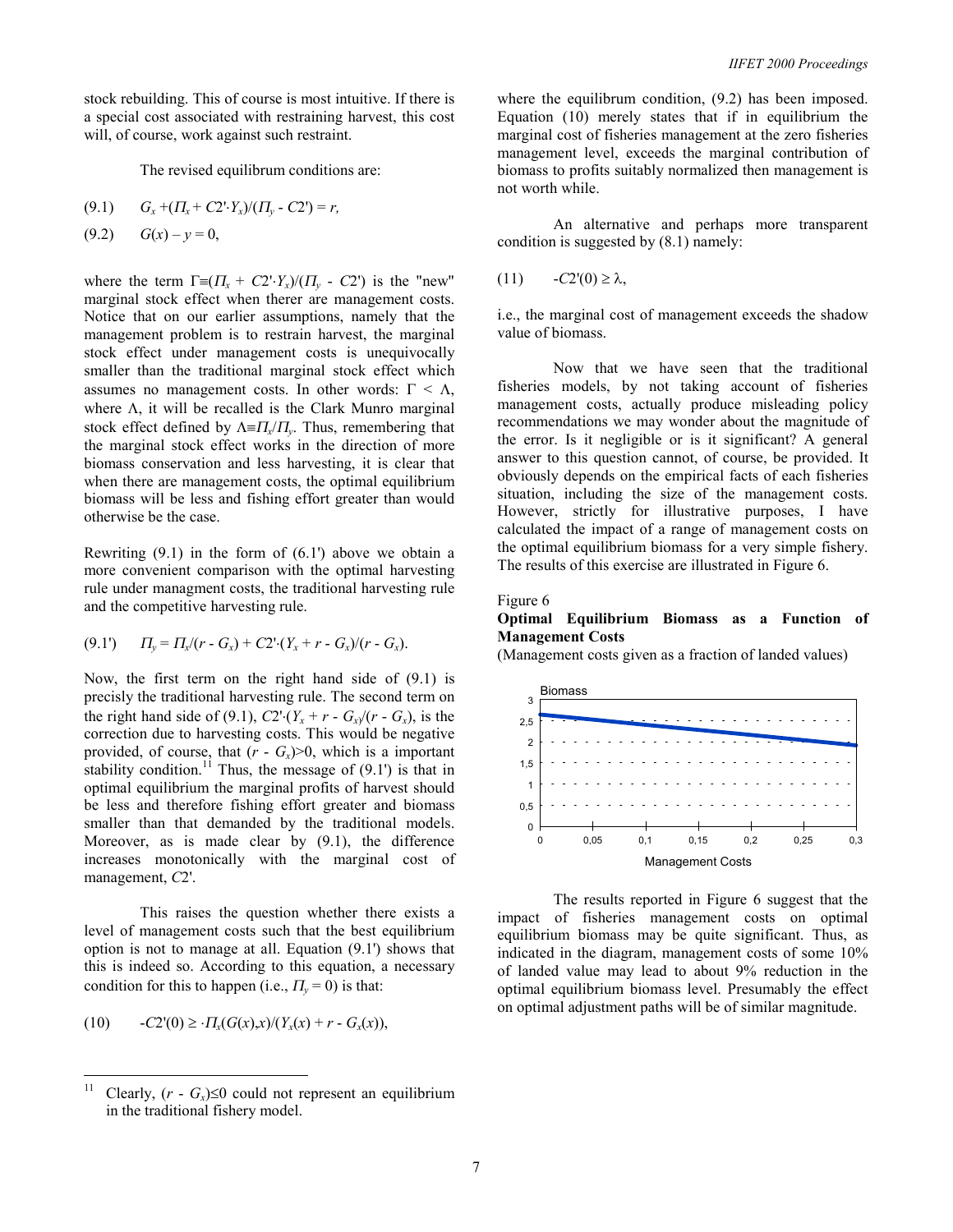stock rebuilding. This of course is most intuitive. If there is a special cost associated with restraining harvest, this cost will, of course, work against such restraint.

The revised equilibrum conditions are:

$$(9.1) \quad G_x + (\Pi_x + C2' \cdot Y_x)/(\Pi_y - C2') = r,$$

$$(9.2) \quad G(x) - y = 0,$$

where the term $\Gamma \equiv (\Pi_x + C2' \cdot Y_x)/(\Pi_y - C2')$ is the "new" marginal stock effect when therer are management costs. Notice that on our earlier assumptions, namely that the management problem is to restrain harvest, the marginal stock effect under management costs is unequivocally smaller than the traditional marginal stock effect which assumes no management costs. In other words: $\Gamma < \Lambda$, where $\Lambda$, it will be recalled is the Clark Munro marginal stock effect defined by $\Lambda \equiv \Pi_x/\Pi_y$. Thus, remembering that the marginal stock effect works in the direction of more biomass conservation and less harvesting, it is clear that when there are management costs, the optimal equilibrium biomass will be less and fishing effort greater than would otherwise be the case.

Rewriting (9.1) in the form of (6.1') above we obtain a more convenient comparison with the optimal harvesting rule under managment costs, the traditional harvesting rule and the competitive harvesting rule.

$$(9.1') \quad \Pi_y = \Pi_x/(r - G_x) + C2' \cdot (Y_x + r - G_x)/(r - G_x).$$

Now, the first term on the right hand side of (9.1) is precisely the traditional harvesting rule. The second term on the right hand side of (9.1), $C2' \cdot (Y_x + r - G_x)/(r - G_x)$, is the correction due to harvesting costs. This would be negative provided, of course, that $(r - G_x) > 0$, which is a important stability condition.[11] Thus, the message of (9.1') is that in optimal equilibrium the marginal profits of harvest should be less and therefore fishing effort greater and biomass smaller than that demanded by the traditional models. Moreover, as is made clear by (9.1), the difference increases monotonically with the marginal cost of management, $C2'$.

This raises the question whether there exists a level of management costs such that the best equilibrium option is not to manage at all. Equation (9.1') shows that this is indeed so. According to this equation, a necessary condition for this to happen (i.e., $\Pi_y = 0$) is that:

$$(10) \quad -C2'(0) \geq \cdot \Pi_x(G(x),x)/(Y_x(x) + r - G_x(x)),$$

where the equilibrum condition, (9.2) has been imposed. Equation (10) merely states that if in equilibrium the marginal cost of fisheries management at the zero fisheries management level, exceeds the marginal contribution of biomass to profits suitably normalized then management is not worth while.

An alternative and perhaps more transparent condition is suggested by (8.1) namely:

$$(11) \quad -C2'(0) \geq \lambda,$$

i.e., the marginal cost of management exceeds the shadow value of biomass.

Now that we have seen that the traditional fisheries models, by not taking account of fisheries management costs, actually produce misleading policy recommendations we may wonder about the magnitude of the error. Is it negligible or is it significant? A general answer to this question cannot, of course, be provided. It obviously depends on the empirical facts of each fisheries situation, including the size of the management costs. However, strictly for illustrative purposes, I have calculated the impact of a range of management costs on the optimal equilibrium biomass for a very simple fishery. The results of this exercise are illustrated in Figure 6.

Figure 6

**Optimal Equilibrium Biomass as a Function of Management Costs**

(Management costs given as a fraction of landed values)

The results reported in Figure 6 suggest that the impact of fisheries management costs on optimal equilibrium biomass may be quite significant. Thus, as indicated in the diagram, management costs of some 10% of landed value may lead to about 9% reduction in the optimal equilibrium biomass level. Presumably the effect on optimal adjustment paths will be of similar magnitude.

---

[11] Clearly, $(r - G_x) \leq 0$ could not represent an equilibrium in the traditional fishery model.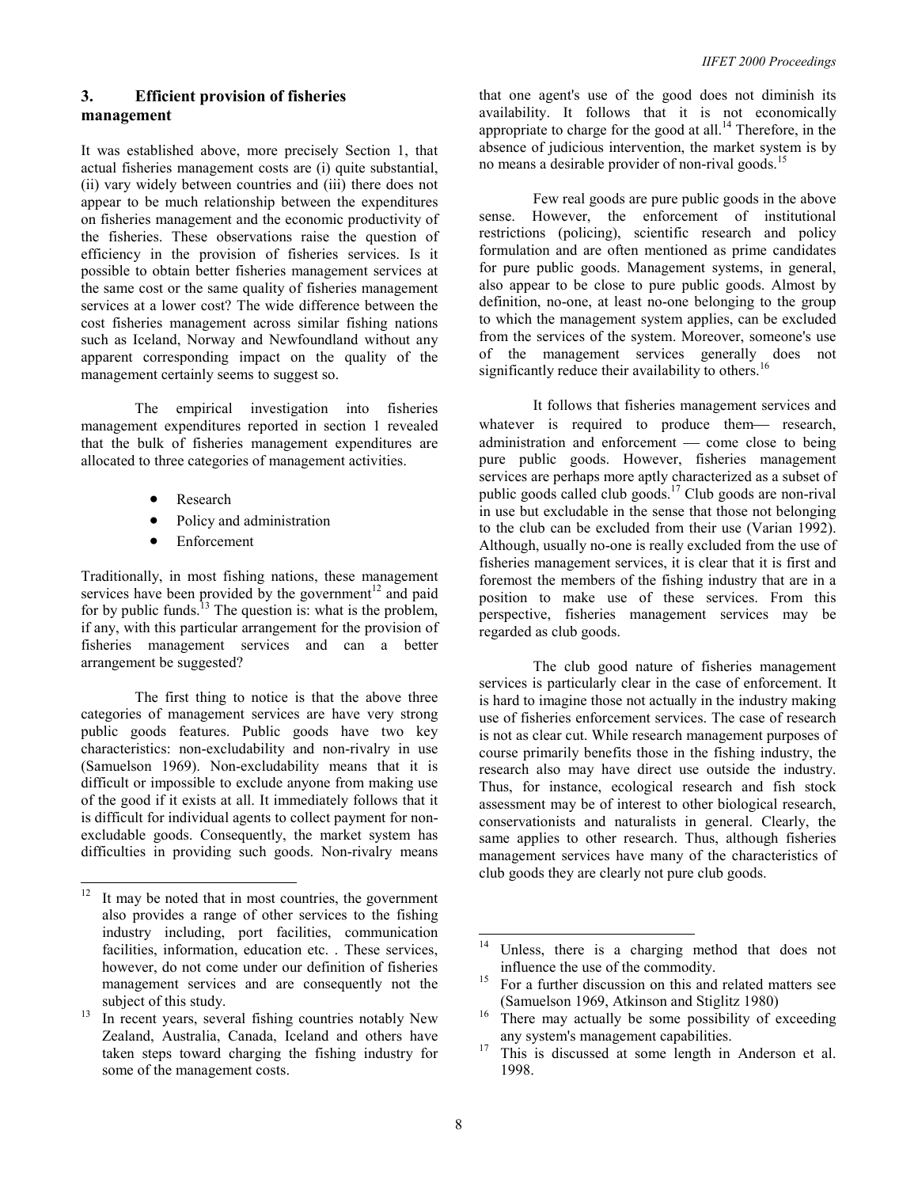## 3. Efficient provision of fisheries management

It was established above, more precisely Section 1, that actual fisheries management costs are (i) quite substantial, (ii) vary widely between countries and (iii) there does not appear to be much relationship between the expenditures on fisheries management and the economic productivity of the fisheries. These observations raise the question of efficiency in the provision of fisheries services. Is it possible to obtain better fisheries management services at the same cost or the same quality of fisheries management services at a lower cost? The wide difference between the cost fisheries management across similar fishing nations such as Iceland, Norway and Newfoundland without any apparent corresponding impact on the quality of the management certainly seems to suggest so.

The empirical investigation into fisheries management expenditures reported in section 1 revealed that the bulk of fisheries management expenditures are allocated to three categories of management activities.

- Research
- Policy and administration
- Enforcement

Traditionally, in most fishing nations, these management services have been provided by the government[12] and paid for by public funds.[13] The question is: what is the problem, if any, with this particular arrangement for the provision of fisheries management services and can a better arrangement be suggested?

The first thing to notice is that the above three categories of management services are have very strong public goods features. Public goods have two key characteristics: non-excludability and non-rivalry in use (Samuelson 1969). Non-excludability means that it is difficult or impossible to exclude anyone from making use of the good if it exists at all. It immediately follows that it is difficult for individual agents to collect payment for non-excludable goods. Consequently, the market system has difficulties in providing such goods. Non-rivalry means that one agent's use of the good does not diminish its availability. It follows that it is not economically appropriate to charge for the good at all.[14] Therefore, in the absence of judicious intervention, the market system is by no means a desirable provider of non-rival goods.[15]

Few real goods are pure public goods in the above sense. However, the enforcement of institutional restrictions (policing), scientific research and policy formulation and are often mentioned as prime candidates for pure public goods. Management systems, in general, also appear to be close to pure public goods. Almost by definition, no-one, at least no-one belonging to the group to which the management system applies, can be excluded from the services of the system. Moreover, someone's use of the management services generally does not significantly reduce their availability to others.[16]

It follows that fisheries management services and whatever is required to produce them— research, administration and enforcement — come close to being pure public goods. However, fisheries management services are perhaps more aptly characterized as a subset of public goods called club goods.[17] Club goods are non-rival in use but excludable in the sense that those not belonging to the club can be excluded from their use (Varian 1992). Although, usually no-one is really excluded from the use of fisheries management services, it is clear that it is first and foremost the members of the fishing industry that are in a position to make use of these services. From this perspective, fisheries management services may be regarded as club goods.

The club good nature of fisheries management services is particularly clear in the case of enforcement. It is hard to imagine those not actually in the industry making use of fisheries enforcement services. The case of research is not as clear cut. While research management purposes of course primarily benefits those in the fishing industry, the research also may have direct use outside the industry. Thus, for instance, ecological research and fish stock assessment may be of interest to other biological research, conservationists and naturalists in general. Clearly, the same applies to other research. Thus, although fisheries management services have many of the characteristics of club goods they are clearly not pure club goods.

---

[12] It may be noted that in most countries, the government also provides a range of other services to the fishing industry including, port facilities, communication facilities, information, education etc. . These services, however, do not come under our definition of fisheries management services and are consequently not the subject of this study.

[13] In recent years, several fishing countries notably New Zealand, Australia, Canada, Iceland and others have taken steps toward charging the fishing industry for some of the management costs.

[14] Unless, there is a charging method that does not influence the use of the commodity.

[15] For a further discussion on this and related matters see (Samuelson 1969, Atkinson and Stiglitz 1980)

[16] There may actually be some possibility of exceeding any system's management capabilities.

[17] This is discussed at some length in Anderson et al. 1998.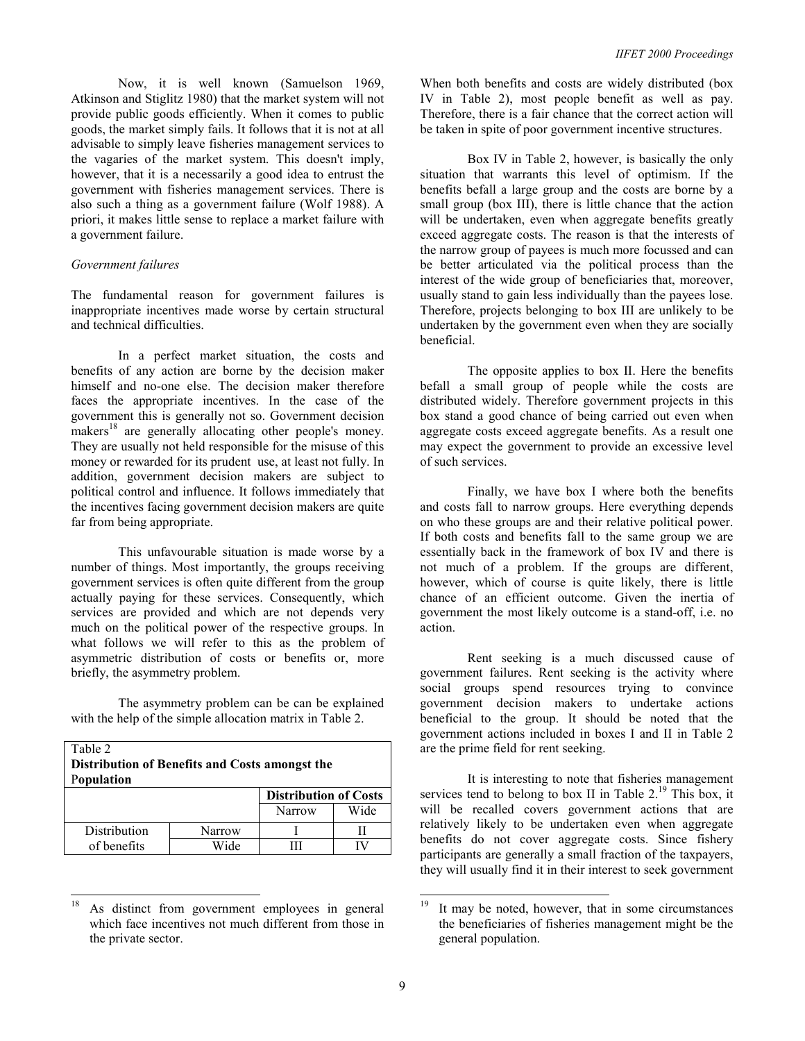Now, it is well known (Samuelson 1969, Atkinson and Stiglitz 1980) that the market system will not provide public goods efficiently. When it comes to public goods, the market simply fails. It follows that it is not at all advisable to simply leave fisheries management services to the vagaries of the market system. This doesn't imply, however, that it is a necessarily a good idea to entrust the government with fisheries management services. There is also such a thing as a government failure (Wolf 1988). A priori, it makes little sense to replace a market failure with a government failure.

*Government failures*

The fundamental reason for government failures is inappropriate incentives made worse by certain structural and technical difficulties.

In a perfect market situation, the costs and benefits of any action are borne by the decision maker himself and no-one else. The decision maker therefore faces the appropriate incentives. In the case of the government this is generally not so. Government decision makers[18] are generally allocating other people's money. They are usually not held responsible for the misuse of this money or rewarded for its prudent use, at least not fully. In addition, government decision makers are subject to political control and influence. It follows immediately that the incentives facing government decision makers are quite far from being appropriate.

This unfavourable situation is made worse by a number of things. Most importantly, the groups receiving government services is often quite different from the group actually paying for these services. Consequently, which services are provided and which are not depends very much on the political power of the respective groups. In what follows we will refer to this as the problem of asymmetric distribution of costs or benefits or, more briefly, the asymmetry problem.

The asymmetry problem can be can be explained with the help of the simple allocation matrix in Table 2.

Table 2
**Distribution of Benefits and Costs amongst the Population**

| | | **Distribution of Costs** | |
|---|---|---|---|
| | | Narrow | Wide |
| Distribution of benefits | Narrow | I | II |
| | Wide | III | IV |

When both benefits and costs are widely distributed (box IV in Table 2), most people benefit as well as pay. Therefore, there is a fair chance that the correct action will be taken in spite of poor government incentive structures.

Box IV in Table 2, however, is basically the only situation that warrants this level of optimism. If the benefits befall a large group and the costs are borne by a small group (box III), there is little chance that the action will be undertaken, even when aggregate benefits greatly exceed aggregate costs. The reason is that the interests of the narrow group of payees is much more focussed and can be better articulated via the political process than the interest of the wide group of beneficiaries that, moreover, usually stand to gain less individually than the payees lose. Therefore, projects belonging to box III are unlikely to be undertaken by the government even when they are socially beneficial.

The opposite applies to box II. Here the benefits befall a small group of people while the costs are distributed widely. Therefore government projects in this box stand a good chance of being carried out even when aggregate costs exceed aggregate benefits. As a result one may expect the government to provide an excessive level of such services.

Finally, we have box I where both the benefits and costs fall to narrow groups. Here everything depends on who these groups are and their relative political power. If both costs and benefits fall to the same group we are essentially back in the framework of box IV and there is not much of a problem. If the groups are different, however, which of course is quite likely, there is little chance of an efficient outcome. Given the inertia of government the most likely outcome is a stand-off, i.e. no action.

Rent seeking is a much discussed cause of government failures. Rent seeking is the activity where social groups spend resources trying to convince government decision makers to undertake actions beneficial to the group. It should be noted that the government actions included in boxes I and II in Table 2 are the prime field for rent seeking.

It is interesting to note that fisheries management services tend to belong to box II in Table 2.[19] This box, it will be recalled covers government actions that are relatively likely to be undertaken even when aggregate benefits do not cover aggregate costs. Since fishery participants are generally a small fraction of the taxpayers, they will usually find it in their interest to seek government

[18] As distinct from government employees in general which face incentives not much different from those in the private sector.

[19] It may be noted, however, that in some circumstances the beneficiaries of fisheries management might be the general population.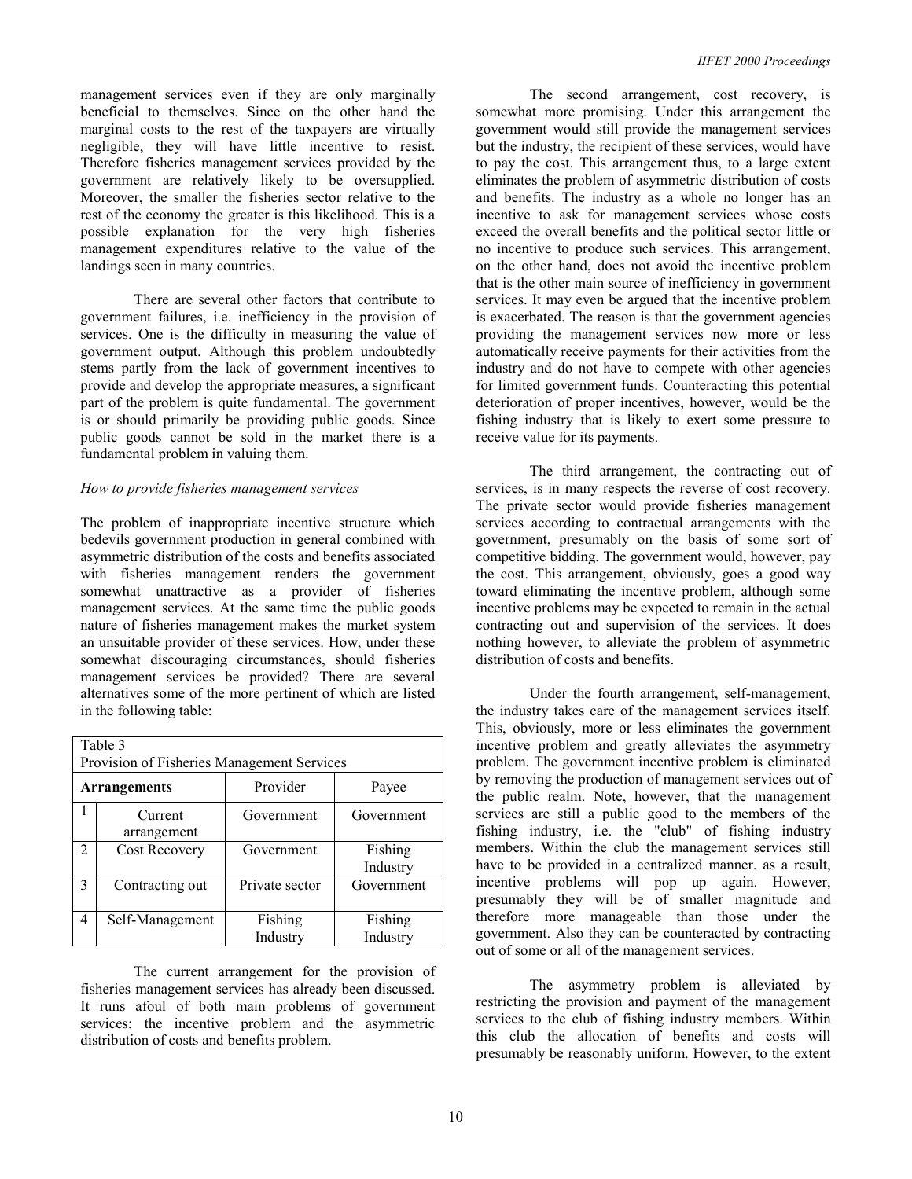management services even if they are only marginally beneficial to themselves. Since on the other hand the marginal costs to the rest of the taxpayers are virtually negligible, they will have little incentive to resist. Therefore fisheries management services provided by the government are relatively likely to be oversupplied. Moreover, the smaller the fisheries sector relative to the rest of the economy the greater is this likelihood. This is a possible explanation for the very high fisheries management expenditures relative to the value of the landings seen in many countries.

There are several other factors that contribute to government failures, i.e. inefficiency in the provision of services. One is the difficulty in measuring the value of government output. Although this problem undoubtedly stems partly from the lack of government incentives to provide and develop the appropriate measures, a significant part of the problem is quite fundamental. The government is or should primarily be providing public goods. Since public goods cannot be sold in the market there is a fundamental problem in valuing them.

*How to provide fisheries management services*

The problem of inappropriate incentive structure which bedevils government production in general combined with asymmetric distribution of the costs and benefits associated with fisheries management renders the government somewhat unattractive as a provider of fisheries management services. At the same time the public goods nature of fisheries management makes the market system an unsuitable provider of these services. How, under these somewhat discouraging circumstances, should fisheries management services be provided? There are several alternatives some of the more pertinent of which are listed in the following table:

Table 3
Provision of Fisheries Management Services

| | **Arrangements** | Provider | Payee |
|---|---|---|---|
| 1 | Current arrangement | Government | Government |
| 2 | Cost Recovery | Government | Fishing Industry |
| 3 | Contracting out | Private sector | Government |
| 4 | Self-Management | Fishing Industry | Fishing Industry |

The current arrangement for the provision of fisheries management services has already been discussed. It runs afoul of both main problems of government services; the incentive problem and the asymmetric distribution of costs and benefits problem.

The second arrangement, cost recovery, is somewhat more promising. Under this arrangement the government would still provide the management services but the industry, the recipient of these services, would have to pay the cost. This arrangement thus, to a large extent eliminates the problem of asymmetric distribution of costs and benefits. The industry as a whole no longer has an incentive to ask for management services whose costs exceed the overall benefits and the political sector little or no incentive to produce such services. This arrangement, on the other hand, does not avoid the incentive problem that is the other main source of inefficiency in government services. It may even be argued that the incentive problem is exacerbated. The reason is that the government agencies providing the management services now more or less automatically receive payments for their activities from the industry and do not have to compete with other agencies for limited government funds. Counteracting this potential deterioration of proper incentives, however, would be the fishing industry that is likely to exert some pressure to receive value for its payments.

The third arrangement, the contracting out of services, is in many respects the reverse of cost recovery. The private sector would provide fisheries management services according to contractual arrangements with the government, presumably on the basis of some sort of competitive bidding. The government would, however, pay the cost. This arrangement, obviously, goes a good way toward eliminating the incentive problem, although some incentive problems may be expected to remain in the actual contracting out and supervision of the services. It does nothing however, to alleviate the problem of asymmetric distribution of costs and benefits.

Under the fourth arrangement, self-management, the industry takes care of the management services itself. This, obviously, more or less eliminates the government incentive problem and greatly alleviates the asymmetry problem. The government incentive problem is eliminated by removing the production of management services out of the public realm. Note, however, that the management services are still a public good to the members of the fishing industry, i.e. the "club" of fishing industry members. Within the club the management services still have to be provided in a centralized manner. as a result, incentive problems will pop up again. However, presumably they will be of smaller magnitude and therefore more manageable than those under the government. Also they can be counteracted by contracting out of some or all of the management services.

The asymmetry problem is alleviated by restricting the provision and payment of the management services to the club of fishing industry members. Within this club the allocation of benefits and costs will presumably be reasonably uniform. However, to the extent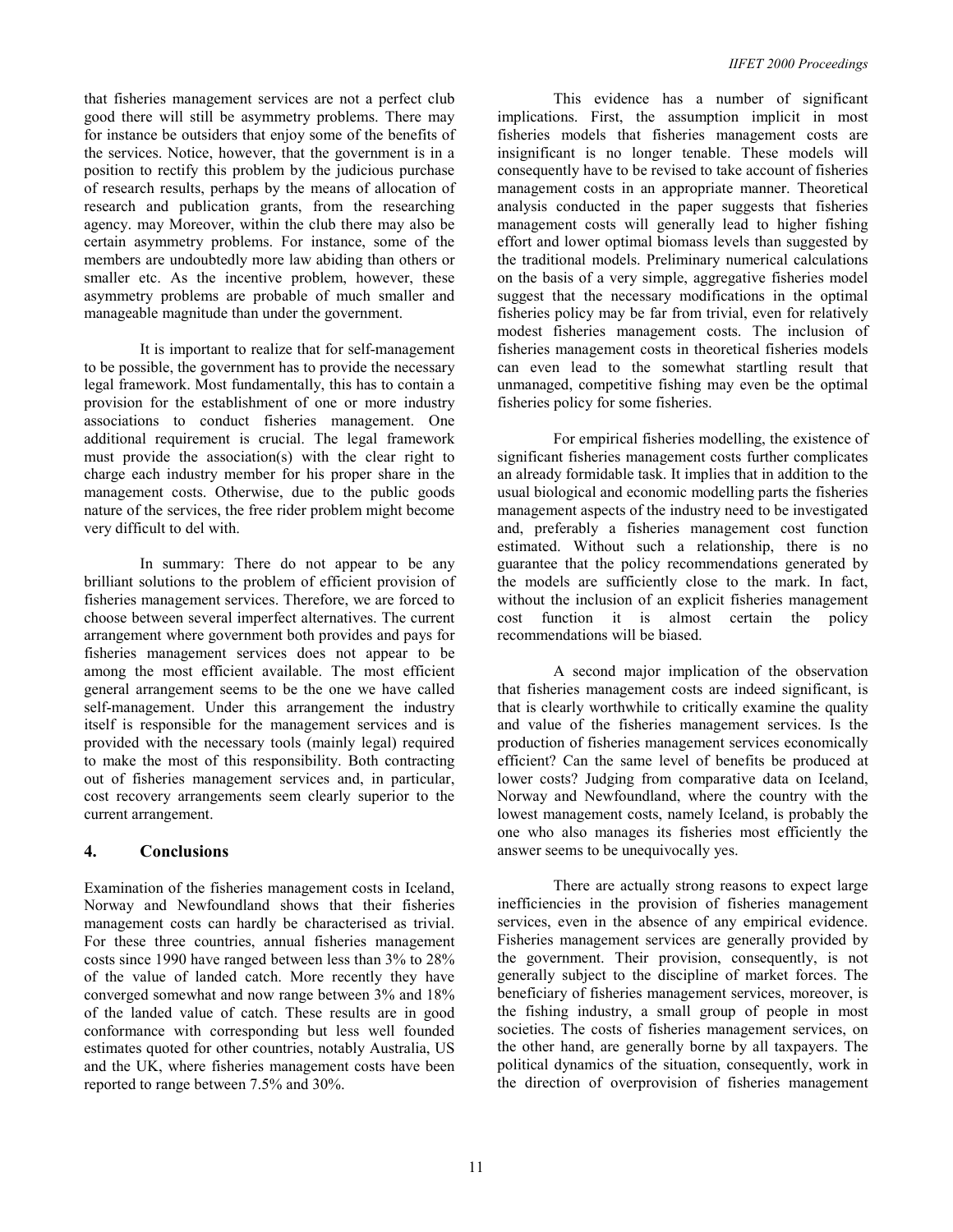that fisheries management services are not a perfect club good there will still be asymmetry problems. There may for instance be outsiders that enjoy some of the benefits of the services. Notice, however, that the government is in a position to rectify this problem by the judicious purchase of research results, perhaps by the means of allocation of research and publication grants, from the researching agency. may Moreover, within the club there may also be certain asymmetry problems. For instance, some of the members are undoubtedly more law abiding than others or smaller etc. As the incentive problem, however, these asymmetry problems are probable of much smaller and manageable magnitude than under the government.

It is important to realize that for self-management to be possible, the government has to provide the necessary legal framework. Most fundamentally, this has to contain a provision for the establishment of one or more industry associations to conduct fisheries management. One additional requirement is crucial. The legal framework must provide the association(s) with the clear right to charge each industry member for his proper share in the management costs. Otherwise, due to the public goods nature of the services, the free rider problem might become very difficult to del with.

In summary: There do not appear to be any brilliant solutions to the problem of efficient provision of fisheries management services. Therefore, we are forced to choose between several imperfect alternatives. The current arrangement where government both provides and pays for fisheries management services does not appear to be among the most efficient available. The most efficient general arrangement seems to be the one we have called self-management. Under this arrangement the industry itself is responsible for the management services and is provided with the necessary tools (mainly legal) required to make the most of this responsibility. Both contracting out of fisheries management services and, in particular, cost recovery arrangements seem clearly superior to the current arrangement.

## 4. Conclusions

Examination of the fisheries management costs in Iceland, Norway and Newfoundland shows that their fisheries management costs can hardly be characterised as trivial. For these three countries, annual fisheries management costs since 1990 have ranged between less than 3% to 28% of the value of landed catch. More recently they have converged somewhat and now range between 3% and 18% of the landed value of catch. These results are in good conformance with corresponding but less well founded estimates quoted for other countries, notably Australia, US and the UK, where fisheries management costs have been reported to range between 7.5% and 30%.

This evidence has a number of significant implications. First, the assumption implicit in most fisheries models that fisheries management costs are insignificant is no longer tenable. These models will consequently have to be revised to take account of fisheries management costs in an appropriate manner. Theoretical analysis conducted in the paper suggests that fisheries management costs will generally lead to higher fishing effort and lower optimal biomass levels than suggested by the traditional models. Preliminary numerical calculations on the basis of a very simple, aggregative fisheries model suggest that the necessary modifications in the optimal fisheries policy may be far from trivial, even for relatively modest fisheries management costs. The inclusion of fisheries management costs in theoretical fisheries models can even lead to the somewhat startling result that unmanaged, competitive fishing may even be the optimal fisheries policy for some fisheries.

For empirical fisheries modelling, the existence of significant fisheries management costs further complicates an already formidable task. It implies that in addition to the usual biological and economic modelling parts the fisheries management aspects of the industry need to be investigated and, preferably a fisheries management cost function estimated. Without such a relationship, there is no guarantee that the policy recommendations generated by the models are sufficiently close to the mark. In fact, without the inclusion of an explicit fisheries management cost function it is almost certain the policy recommendations will be biased.

A second major implication of the observation that fisheries management costs are indeed significant, is that is clearly worthwhile to critically examine the quality and value of the fisheries management services. Is the production of fisheries management services economically efficient? Can the same level of benefits be produced at lower costs? Judging from comparative data on Iceland, Norway and Newfoundland, where the country with the lowest management costs, namely Iceland, is probably the one who also manages its fisheries most efficiently the answer seems to be unequivocally yes.

There are actually strong reasons to expect large inefficiencies in the provision of fisheries management services, even in the absence of any empirical evidence. Fisheries management services are generally provided by the government. Their provision, consequently, is not generally subject to the discipline of market forces. The beneficiary of fisheries management services, moreover, is the fishing industry, a small group of people in most societies. The costs of fisheries management services, on the other hand, are generally borne by all taxpayers. The political dynamics of the situation, consequently, work in the direction of overprovision of fisheries management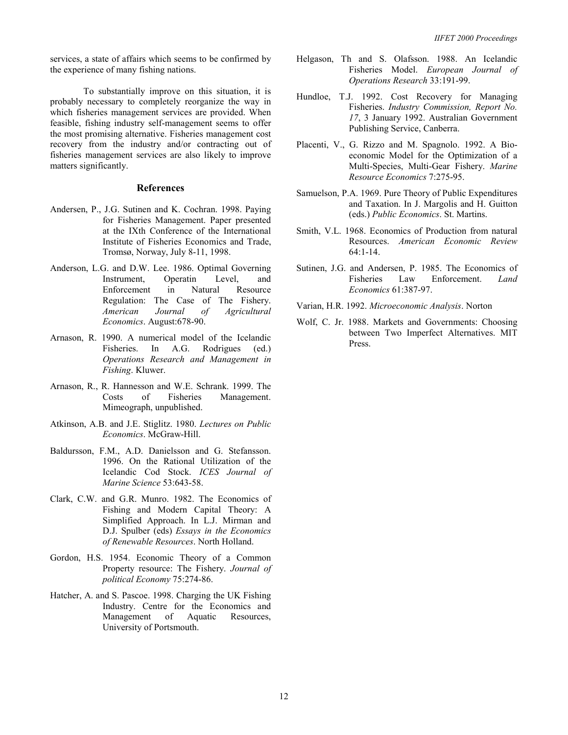services, a state of affairs which seems to be confirmed by the experience of many fishing nations.

To substantially improve on this situation, it is probably necessary to completely reorganize the way in which fisheries management services are provided. When feasible, fishing industry self-management seems to offer the most promising alternative. Fisheries management cost recovery from the industry and/or contracting out of fisheries management services are also likely to improve matters significantly.

## References

Andersen, P., J.G. Sutinen and K. Cochran. 1998. Paying for Fisheries Management. Paper presented at the IXth Conference of the International Institute of Fisheries Economics and Trade, Tromsø, Norway, July 8-11, 1998.

Anderson, L.G. and D.W. Lee. 1986. Optimal Governing Instrument, Operatin Level, and Enforcement in Natural Resource Regulation: The Case of The Fishery. *American Journal of Agricultural Economics*. August:678-90.

Arnason, R. 1990. A numerical model of the Icelandic Fisheries. In A.G. Rodrigues (ed.) *Operations Research and Management in Fishing*. Kluwer.

Arnason, R., R. Hannesson and W.E. Schrank. 1999. The Costs of Fisheries Management. Mimeograph, unpublished.

Atkinson, A.B. and J.E. Stiglitz. 1980. *Lectures on Public Economics*. McGraw-Hill.

Baldursson, F.M., A.D. Danielsson and G. Stefansson. 1996. On the Rational Utilization of the Icelandic Cod Stock. *ICES Journal of Marine Science* 53:643-58.

Clark, C.W. and G.R. Munro. 1982. The Economics of Fishing and Modern Capital Theory: A Simplified Approach. In L.J. Mirman and D.J. Spulber (eds) *Essays in the Economics of Renewable Resources*. North Holland.

Gordon, H.S. 1954. Economic Theory of a Common Property resource: The Fishery. *Journal of political Economy* 75:274-86.

Hatcher, A. and S. Pascoe. 1998. Charging the UK Fishing Industry. Centre for the Economics and Management of Aquatic Resources, University of Portsmouth.

Helgason, Th and S. Olafsson. 1988. An Icelandic Fisheries Model. *European Journal of Operations Research* 33:191-99.

Hundloe, T.J. 1992. Cost Recovery for Managing Fisheries. *Industry Commission, Report No. 17*, 3 January 1992. Australian Government Publishing Service, Canberra.

Placenti, V., G. Rizzo and M. Spagnolo. 1992. A Bio-economic Model for the Optimization of a Multi-Species, Multi-Gear Fishery. *Marine Resource Economics* 7:275-95.

Samuelson, P.A. 1969. Pure Theory of Public Expenditures and Taxation. In J. Margolis and H. Guitton (eds.) *Public Economics*. St. Martins.

Smith, V.L. 1968. Economics of Production from natural Resources. *American Economic Review* 64:1-14.

Sutinen, J.G. and Andersen, P. 1985. The Economics of Fisheries Law Enforcement. *Land Economics* 61:387-97.

Varian, H.R. 1992. *Microeconomic Analysis*. Norton

Wolf, C. Jr. 1988. Markets and Governments: Choosing between Two Imperfect Alternatives. MIT Press.